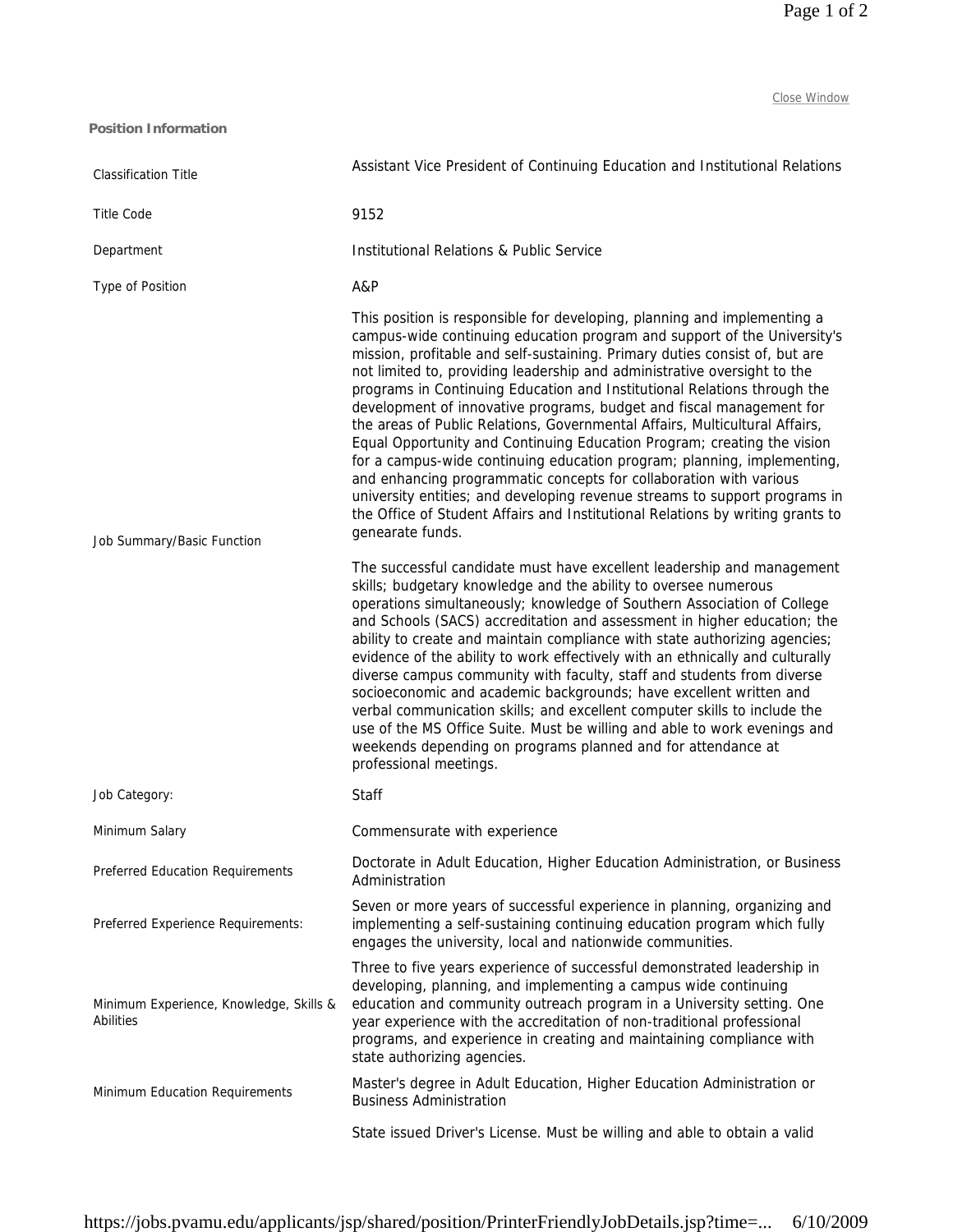Close Window

**Position Information**

| | |
|---|---|
| Classification Title | Assistant Vice President of Continuing Education and Institutional Relations |
| Title Code | 9152 |
| Department | Institutional Relations & Public Service |
| Type of Position | A&P |
| Job Summary/Basic Function | This position is responsible for developing, planning and implementing a campus-wide continuing education program and support of the University's mission, profitable and self-sustaining. Primary duties consist of, but are not limited to, providing leadership and administrative oversight to the programs in Continuing Education and Institutional Relations through the development of innovative programs, budget and fiscal management for the areas of Public Relations, Governmental Affairs, Multicultural Affairs, Equal Opportunity and Continuing Education Program; creating the vision for a campus-wide continuing education program; planning, implementing, and enhancing programmatic concepts for collaboration with various university entities; and developing revenue streams to support programs in the Office of Student Affairs and Institutional Relations by writing grants to genearate funds.<br><br>The successful candidate must have excellent leadership and management skills; budgetary knowledge and the ability to oversee numerous operations simultaneously; knowledge of Southern Association of College and Schools (SACS) accreditation and assessment in higher education; the ability to create and maintain compliance with state authorizing agencies; evidence of the ability to work effectively with an ethnically and culturally diverse campus community with faculty, staff and students from diverse socioeconomic and academic backgrounds; have excellent written and verbal communication skills; and excellent computer skills to include the use of the MS Office Suite. Must be willing and able to work evenings and weekends depending on programs planned and for attendance at professional meetings. |
| Job Category: | Staff |
| Minimum Salary | Commensurate with experience |
| Preferred Education Requirements | Doctorate in Adult Education, Higher Education Administration, or Business Administration |
| Preferred Experience Requirements: | Seven or more years of successful experience in planning, organizing and implementing a self-sustaining continuing education program which fully engages the university, local and nationwide communities. |
| Minimum Experience, Knowledge, Skills & Abilities | Three to five years experience of successful demonstrated leadership in developing, planning, and implementing a campus wide continuing education and community outreach program in a University setting. One year experience with the accreditation of non-traditional professional programs, and experience in creating and maintaining compliance with state authorizing agencies. |
| Minimum Education Requirements | Master's degree in Adult Education, Higher Education Administration or Business Administration |
| | State issued Driver's License. Must be willing and able to obtain a valid |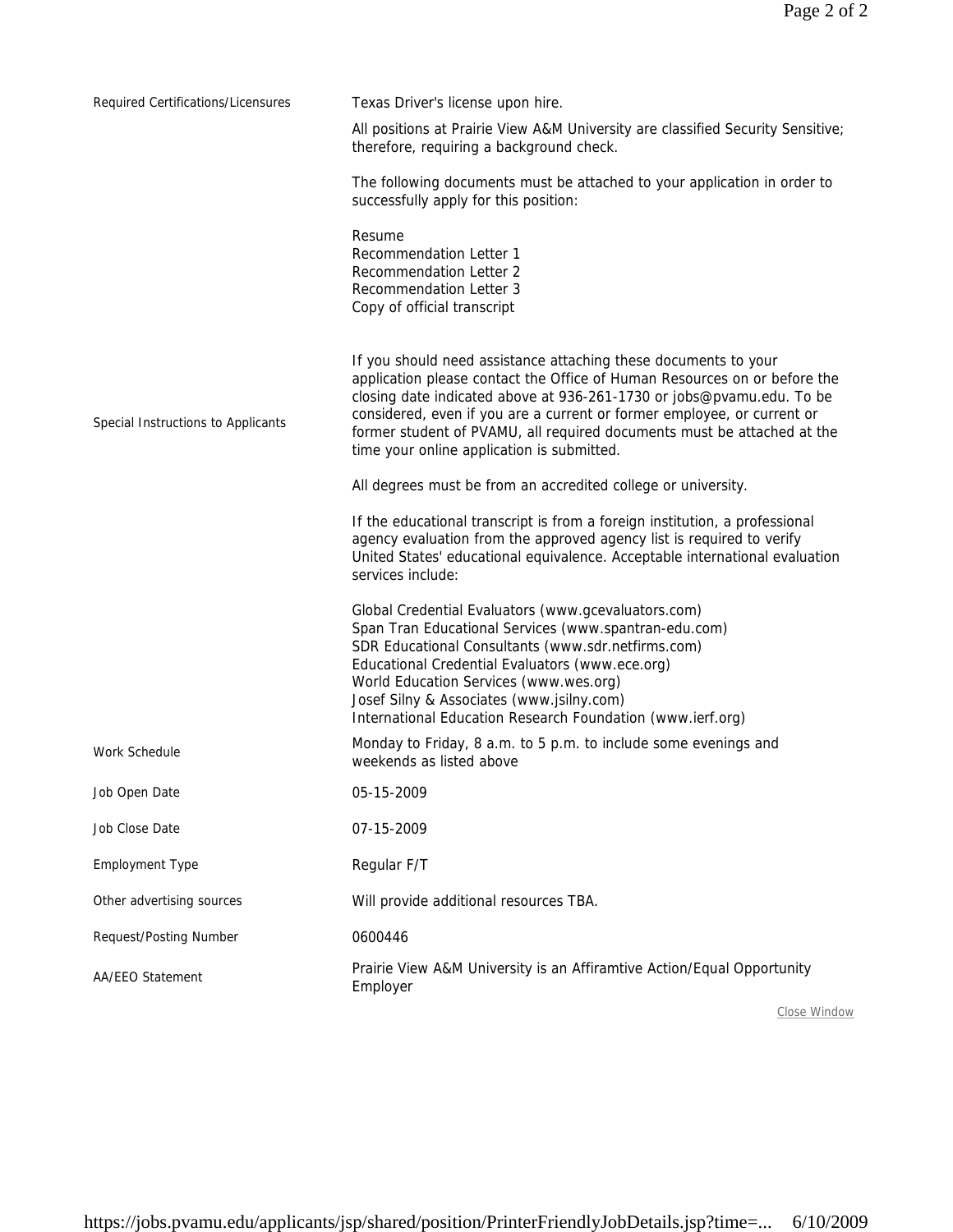| | |
|---|---|
| Required Certifications/Licensures | Texas Driver's license upon hire. |
| Special Instructions to Applicants | All positions at Prairie View A&M University are classified Security Sensitive; therefore, requiring a background check.<br><br>The following documents must be attached to your application in order to successfully apply for this position:<br><br>Resume<br>Recommendation Letter 1<br>Recommendation Letter 2<br>Recommendation Letter 3<br>Copy of official transcript<br><br>If you should need assistance attaching these documents to your application please contact the Office of Human Resources on or before the closing date indicated above at 936-261-1730 or jobs@pvamu.edu. To be considered, even if you are a current or former employee, or current or former student of PVAMU, all required documents must be attached at the time your online application is submitted.<br><br>All degrees must be from an accredited college or university.<br><br>If the educational transcript is from a foreign institution, a professional agency evaluation from the approved agency list is required to verify United States' educational equivalence. Acceptable international evaluation services include:<br><br>Global Credential Evaluators (www.gcevaluators.com)<br>Span Tran Educational Services (www.spantran-edu.com)<br>SDR Educational Consultants (www.sdr.netfirms.com)<br>Educational Credential Evaluators (www.ece.org)<br>World Education Services (www.wes.org)<br>Josef Silny & Associates (www.jsilny.com)<br>International Education Research Foundation (www.ierf.org) |
| Work Schedule | Monday to Friday, 8 a.m. to 5 p.m. to include some evenings and weekends as listed above |
| Job Open Date | 05-15-2009 |
| Job Close Date | 07-15-2009 |
| Employment Type | Regular F/T |
| Other advertising sources | Will provide additional resources TBA. |
| Request/Posting Number | 0600446 |
| AA/EEO Statement | Prairie View A&M University is an Affiramtive Action/Equal Opportunity Employer |

Close Window